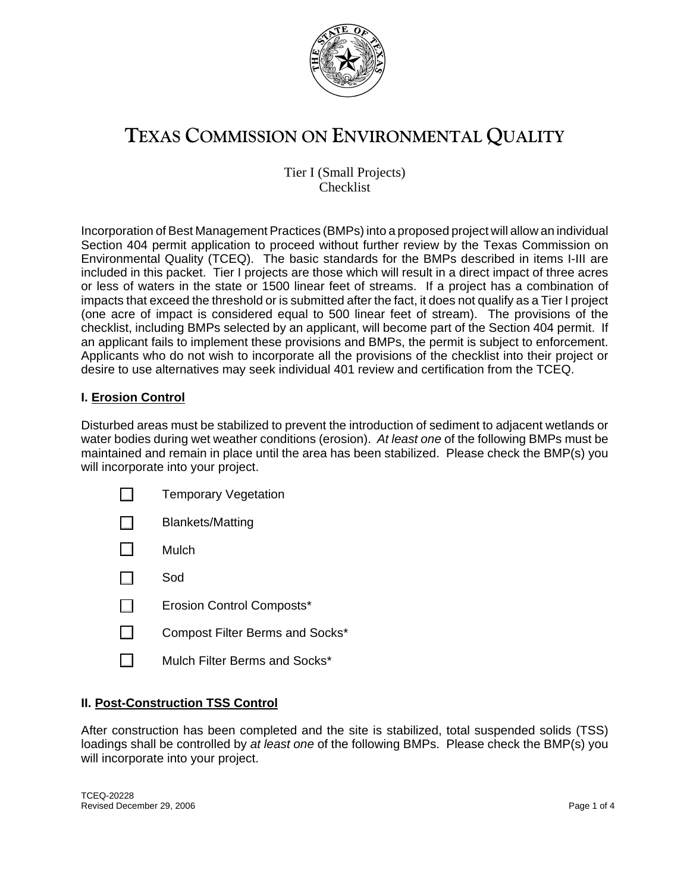# TEXAS COMMISSION ON ENVIRONMENTAL QUALITY

Tier I (Small Projects)
Checklist

Incorporation of Best Management Practices (BMPs) into a proposed project will allow an individual Section 404 permit application to proceed without further review by the Texas Commission on Environmental Quality (TCEQ). The basic standards for the BMPs described in items I-III are included in this packet. Tier I projects are those which will result in a direct impact of three acres or less of waters in the state or 1500 linear feet of streams. If a project has a combination of impacts that exceed the threshold or is submitted after the fact, it does not qualify as a Tier I project (one acre of impact is considered equal to 500 linear feet of stream). The provisions of the checklist, including BMPs selected by an applicant, will become part of the Section 404 permit. If an applicant fails to implement these provisions and BMPs, the permit is subject to enforcement. Applicants who do not wish to incorporate all the provisions of the checklist into their project or desire to use alternatives may seek individual 401 review and certification from the TCEQ.

## I. Erosion Control

Disturbed areas must be stabilized to prevent the introduction of sediment to adjacent wetlands or water bodies during wet weather conditions (erosion). *At least one* of the following BMPs must be maintained and remain in place until the area has been stabilized. Please check the BMP(s) you will incorporate into your project.

- ☐ Temporary Vegetation
- ☐ Blankets/Matting
- ☐ Mulch
- ☐ Sod
- ☐ Erosion Control Composts*
- ☐ Compost Filter Berms and Socks*
- ☐ Mulch Filter Berms and Socks*

## II. Post-Construction TSS Control

After construction has been completed and the site is stabilized, total suspended solids (TSS) loadings shall be controlled by *at least one* of the following BMPs. Please check the BMP(s) you will incorporate into your project.

TCEQ-20228
Revised December 29, 2006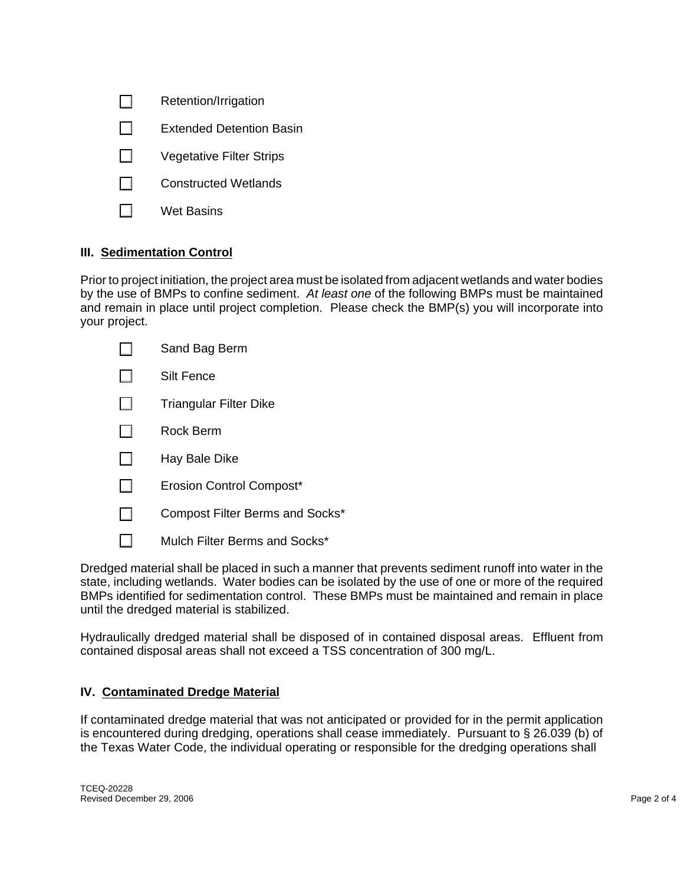- [ ] Retention/Irrigation
- [ ] Extended Detention Basin
- [ ] Vegetative Filter Strips
- [ ] Constructed Wetlands
- [ ] Wet Basins

## III. Sedimentation Control

Prior to project initiation, the project area must be isolated from adjacent wetlands and water bodies by the use of BMPs to confine sediment. *At least one* of the following BMPs must be maintained and remain in place until project completion. Please check the BMP(s) you will incorporate into your project.

- [ ] Sand Bag Berm
- [ ] Silt Fence
- [ ] Triangular Filter Dike
- [ ] Rock Berm
- [ ] Hay Bale Dike
- [ ] Erosion Control Compost*
- [ ] Compost Filter Berms and Socks*
- [ ] Mulch Filter Berms and Socks*

Dredged material shall be placed in such a manner that prevents sediment runoff into water in the state, including wetlands. Water bodies can be isolated by the use of one or more of the required BMPs identified for sedimentation control. These BMPs must be maintained and remain in place until the dredged material is stabilized.

Hydraulically dredged material shall be disposed of in contained disposal areas. Effluent from contained disposal areas shall not exceed a TSS concentration of 300 mg/L.

## IV. Contaminated Dredge Material

If contaminated dredge material that was not anticipated or provided for in the permit application is encountered during dredging, operations shall cease immediately. Pursuant to § 26.039 (b) of the Texas Water Code, the individual operating or responsible for the dredging operations shall

TCEQ-20228
Revised December 29, 2006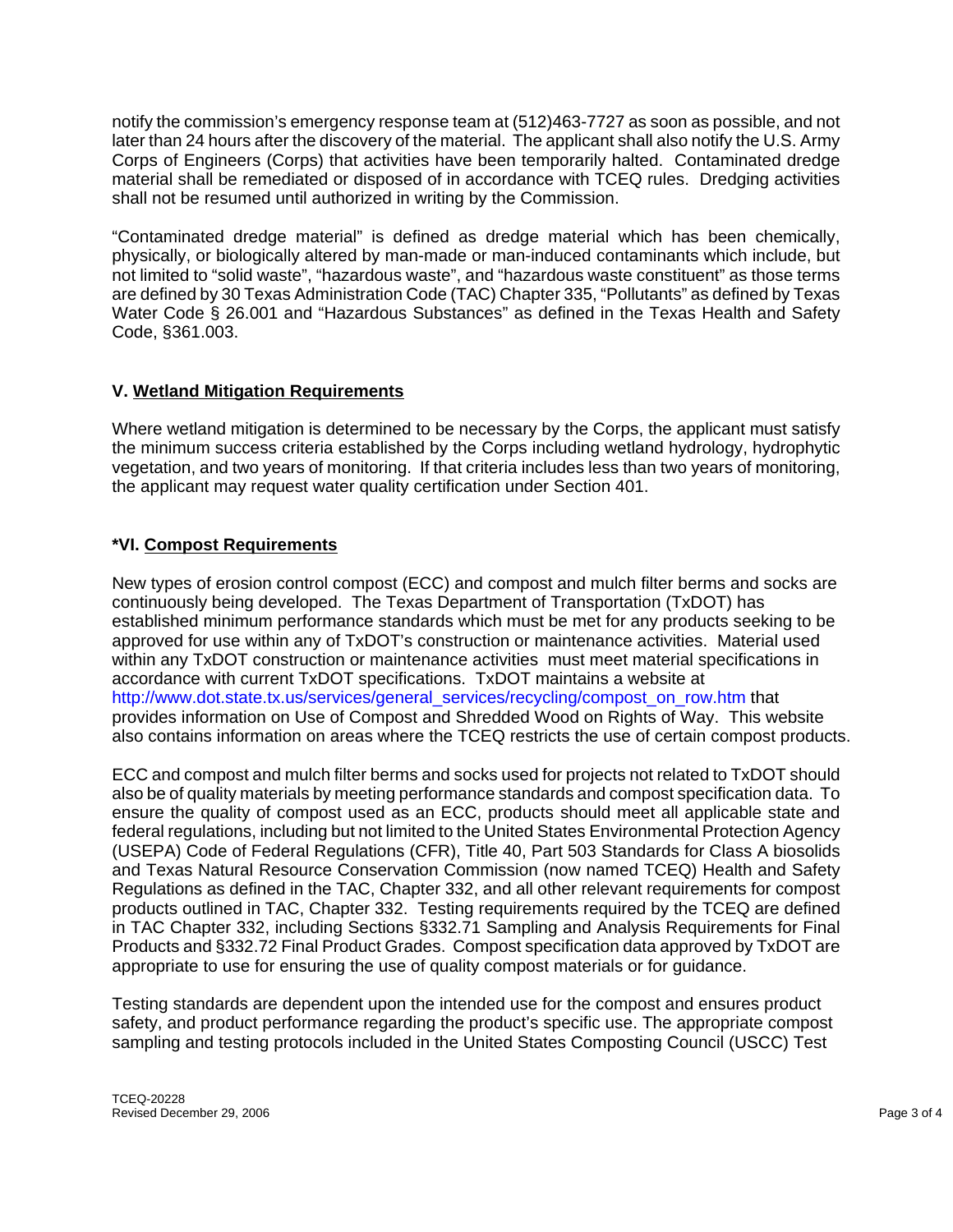notify the commission's emergency response team at (512)463-7727 as soon as possible, and not later than 24 hours after the discovery of the material. The applicant shall also notify the U.S. Army Corps of Engineers (Corps) that activities have been temporarily halted. Contaminated dredge material shall be remediated or disposed of in accordance with TCEQ rules. Dredging activities shall not be resumed until authorized in writing by the Commission.

"Contaminated dredge material" is defined as dredge material which has been chemically, physically, or biologically altered by man-made or man-induced contaminants which include, but not limited to "solid waste", "hazardous waste", and "hazardous waste constituent" as those terms are defined by 30 Texas Administration Code (TAC) Chapter 335, "Pollutants" as defined by Texas Water Code § 26.001 and "Hazardous Substances" as defined in the Texas Health and Safety Code, §361.003.

## V. Wetland Mitigation Requirements

Where wetland mitigation is determined to be necessary by the Corps, the applicant must satisfy the minimum success criteria established by the Corps including wetland hydrology, hydrophytic vegetation, and two years of monitoring. If that criteria includes less than two years of monitoring, the applicant may request water quality certification under Section 401.

## *VI. Compost Requirements

New types of erosion control compost (ECC) and compost and mulch filter berms and socks are continuously being developed. The Texas Department of Transportation (TxDOT) has established minimum performance standards which must be met for any products seeking to be approved for use within any of TxDOT's construction or maintenance activities. Material used within any TxDOT construction or maintenance activities must meet material specifications in accordance with current TxDOT specifications. TxDOT maintains a website at http://www.dot.state.tx.us/services/general_services/recycling/compost_on_row.htm that provides information on Use of Compost and Shredded Wood on Rights of Way. This website also contains information on areas where the TCEQ restricts the use of certain compost products.

ECC and compost and mulch filter berms and socks used for projects not related to TxDOT should also be of quality materials by meeting performance standards and compost specification data. To ensure the quality of compost used as an ECC, products should meet all applicable state and federal regulations, including but not limited to the United States Environmental Protection Agency (USEPA) Code of Federal Regulations (CFR), Title 40, Part 503 Standards for Class A biosolids and Texas Natural Resource Conservation Commission (now named TCEQ) Health and Safety Regulations as defined in the TAC, Chapter 332, and all other relevant requirements for compost products outlined in TAC, Chapter 332. Testing requirements required by the TCEQ are defined in TAC Chapter 332, including Sections §332.71 Sampling and Analysis Requirements for Final Products and §332.72 Final Product Grades. Compost specification data approved by TxDOT are appropriate to use for ensuring the use of quality compost materials or for guidance.

Testing standards are dependent upon the intended use for the compost and ensures product safety, and product performance regarding the product's specific use. The appropriate compost sampling and testing protocols included in the United States Composting Council (USCC) Test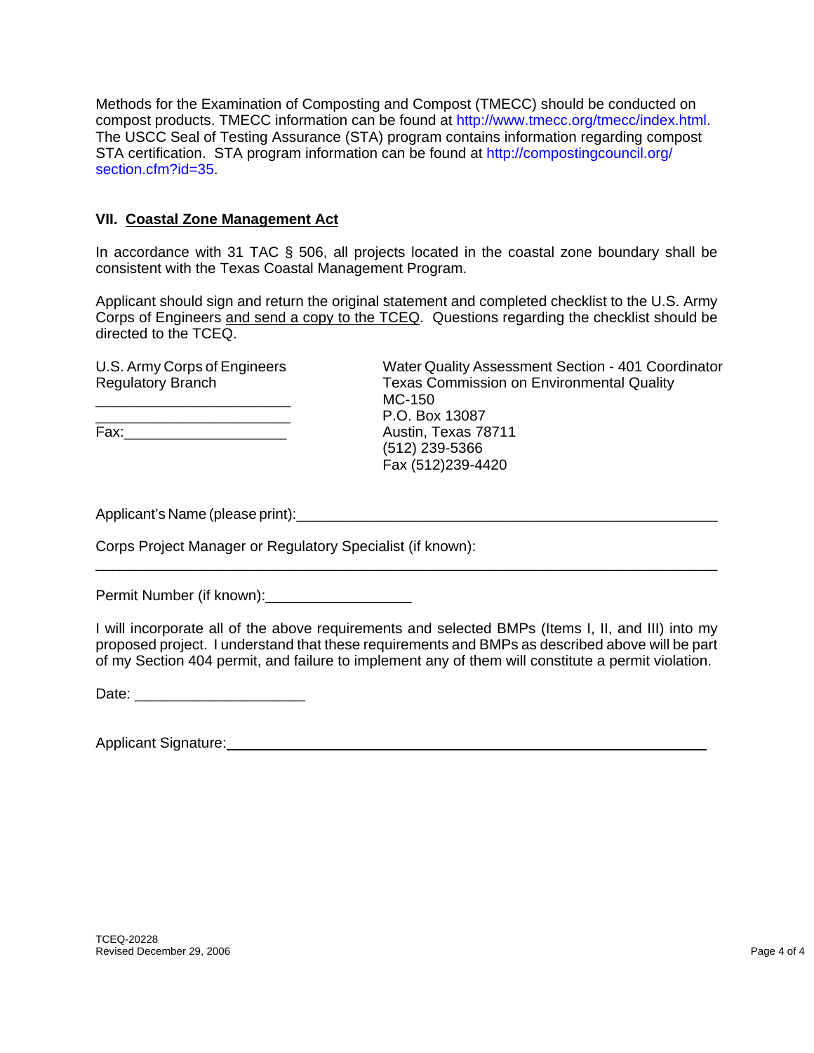Methods for the Examination of Composting and Compost (TMECC) should be conducted on compost products. TMECC information can be found at http://www.tmecc.org/tmecc/index.html. The USCC Seal of Testing Assurance (STA) program contains information regarding compost STA certification. STA program information can be found at http://compostingcouncil.org/section.cfm?id=35.

## VII. Coastal Zone Management Act

In accordance with 31 TAC § 506, all projects located in the coastal zone boundary shall be consistent with the Texas Coastal Management Program.

Applicant should sign and return the original statement and completed checklist to the U.S. Army Corps of Engineers and send a copy to the TCEQ. Questions regarding the checklist should be directed to the TCEQ.

U.S. Army Corps of Engineers
Regulatory Branch
\_\_\_\_\_\_\_\_\_\_\_\_\_\_\_\_\_\_\_\_\_\_\_\_
\_\_\_\_\_\_\_\_\_\_\_\_\_\_\_\_\_\_\_\_\_\_\_\_
Fax:\_\_\_\_\_\_\_\_\_\_\_\_\_\_\_\_\_\_\_\_

Water Quality Assessment Section - 401 Coordinator
Texas Commission on Environmental Quality
MC-150
P.O. Box 13087
Austin, Texas 78711
(512) 239-5366
Fax (512)239-4420

Applicant's Name (please print):\_\_\_\_\_\_\_\_\_\_\_\_\_\_\_\_\_\_\_\_\_\_\_\_\_\_\_\_\_\_\_\_\_\_\_\_\_\_\_\_\_\_\_\_\_\_\_\_

Corps Project Manager or Regulatory Specialist (if known):

\_\_\_\_\_\_\_\_\_\_\_\_\_\_\_\_\_\_\_\_\_\_\_\_\_\_\_\_\_\_\_\_\_\_\_\_\_\_\_\_\_\_\_\_\_\_\_\_\_\_\_\_\_\_\_\_\_\_\_\_\_\_\_\_\_\_\_\_

Permit Number (if known):\_\_\_\_\_\_\_\_\_\_\_\_\_\_\_\_\_\_

I will incorporate all of the above requirements and selected BMPs (Items I, II, and III) into my proposed project. I understand that these requirements and BMPs as described above will be part of my Section 404 permit, and failure to implement any of them will constitute a permit violation.

Date: \_\_\_\_\_\_\_\_\_\_\_\_\_\_\_\_\_\_\_\_\_

Applicant Signature:\_\_\_\_\_\_\_\_\_\_\_\_\_\_\_\_\_\_\_\_\_\_\_\_\_\_\_\_\_\_\_\_\_\_\_\_\_\_\_\_\_\_\_\_\_\_\_\_\_\_\_\_\_\_

TCEQ-20228
Revised December 29, 2006